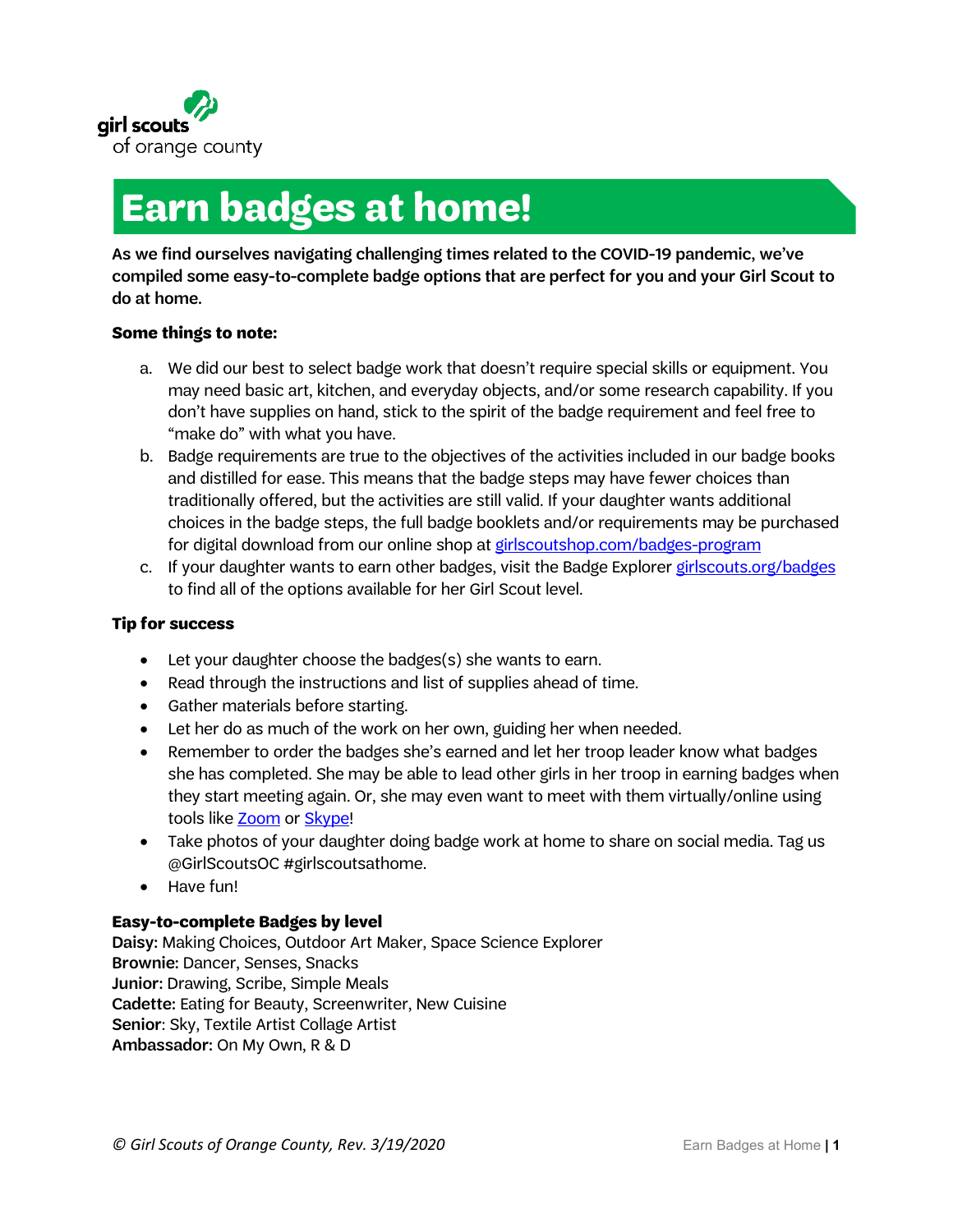girl scouts
of orange county

# Earn badges at home!

**As we find ourselves navigating challenging times related to the COVID-19 pandemic, we've compiled some easy-to-complete badge options that are perfect for you and your Girl Scout to do at home.**

### Some things to note:

a. We did our best to select badge work that doesn't require special skills or equipment. You may need basic art, kitchen, and everyday objects, and/or some research capability. If you don't have supplies on hand, stick to the spirit of the badge requirement and feel free to "make do" with what you have.
b. Badge requirements are true to the objectives of the activities included in our badge books and distilled for ease. This means that the badge steps may have fewer choices than traditionally offered, but the activities are still valid. If your daughter wants additional choices in the badge steps, the full badge booklets and/or requirements may be purchased for digital download from our online shop at [girlscoutshop.com/badges-program](girlscoutshop.com/badges-program)
c. If your daughter wants to earn other badges, visit the Badge Explorer [girlscouts.org/badges](girlscouts.org/badges) to find all of the options available for her Girl Scout level.

### Tip for success

- Let your daughter choose the badges(s) she wants to earn.
- Read through the instructions and list of supplies ahead of time.
- Gather materials before starting.
- Let her do as much of the work on her own, guiding her when needed.
- Remember to order the badges she's earned and let her troop leader know what badges she has completed. She may be able to lead other girls in her troop in earning badges when they start meeting again. Or, she may even want to meet with them virtually/online using tools like Zoom or Skype!
- Take photos of your daughter doing badge work at home to share on social media. Tag us @GirlScoutsOC #girlscoutsathome.
- Have fun!

### Easy-to-complete Badges by level

**Daisy:** Making Choices, Outdoor Art Maker, Space Science Explorer
**Brownie:** Dancer, Senses, Snacks
**Junior:** Drawing, Scribe, Simple Meals
**Cadette:** Eating for Beauty, Screenwriter, New Cuisine
**Senior**: Sky, Textile Artist Collage Artist
**Ambassador:** On My Own, R & D

*© Girl Scouts of Orange County, Rev. 3/19/2020*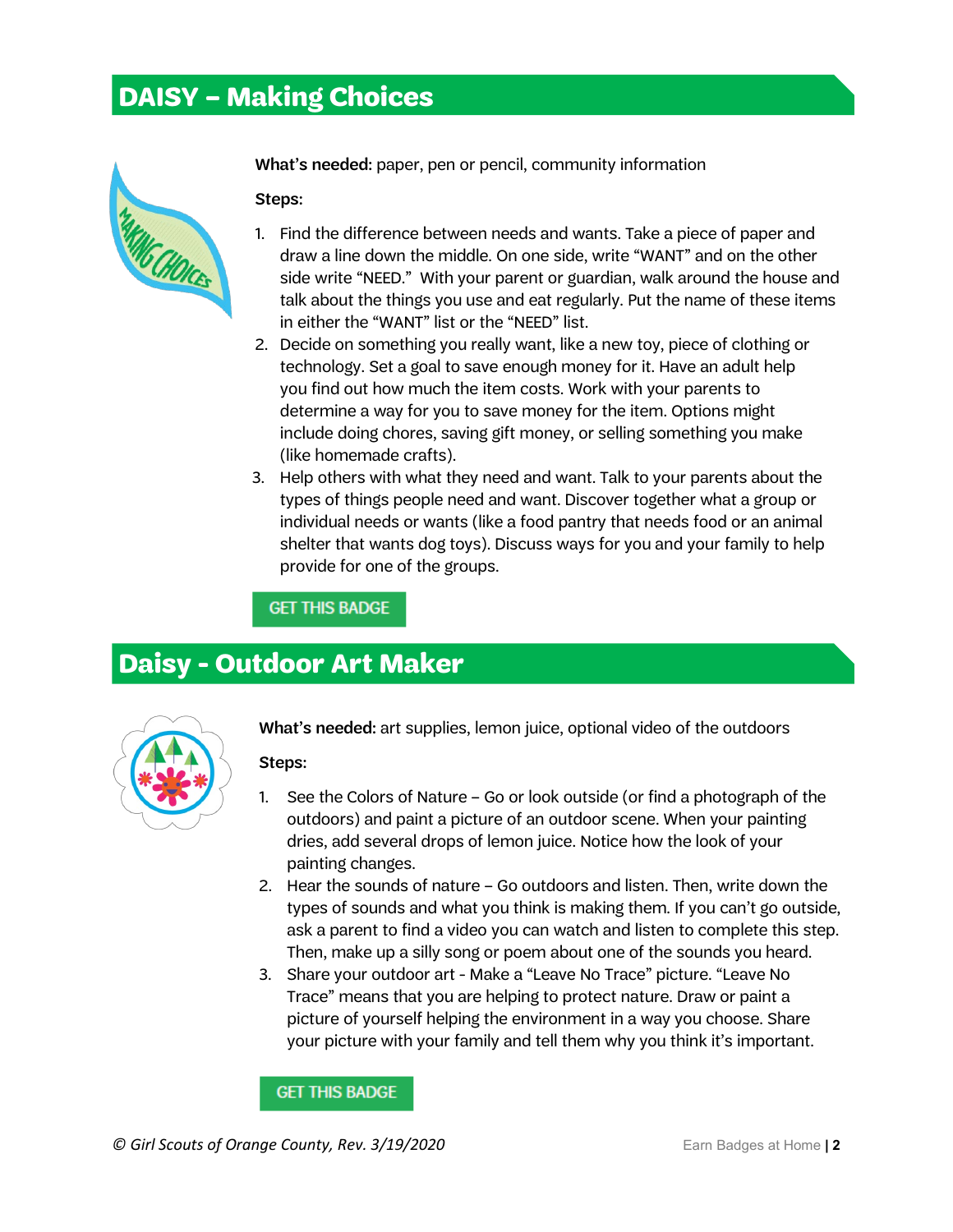## DAISY – Making Choices

**What's needed:** paper, pen or pencil, community information

**Steps:**

1. Find the difference between needs and wants. Take a piece of paper and draw a line down the middle. On one side, write "WANT" and on the other side write "NEED." With your parent or guardian, walk around the house and talk about the things you use and eat regularly. Put the name of these items in either the "WANT" list or the "NEED" list.
2. Decide on something you really want, like a new toy, piece of clothing or technology. Set a goal to save enough money for it. Have an adult help you find out how much the item costs. Work with your parents to determine a way for you to save money for the item. Options might include doing chores, saving gift money, or selling something you make (like homemade crafts).
3. Help others with what they need and want. Talk to your parents about the types of things people need and want. Discover together what a group or individual needs or wants (like a food pantry that needs food or an animal shelter that wants dog toys). Discuss ways for you and your family to help provide for one of the groups.

GET THIS BADGE

## Daisy - Outdoor Art Maker

**What's needed:** art supplies, lemon juice, optional video of the outdoors

**Steps:**

1. See the Colors of Nature – Go or look outside (or find a photograph of the outdoors) and paint a picture of an outdoor scene. When your painting dries, add several drops of lemon juice. Notice how the look of your painting changes.
2. Hear the sounds of nature – Go outdoors and listen. Then, write down the types of sounds and what you think is making them. If you can't go outside, ask a parent to find a video you can watch and listen to complete this step. Then, make up a silly song or poem about one of the sounds you heard.
3. Share your outdoor art - Make a "Leave No Trace" picture. "Leave No Trace" means that you are helping to protect nature. Draw or paint a picture of yourself helping the environment in a way you choose. Share your picture with your family and tell them why you think it's important.

GET THIS BADGE

*© Girl Scouts of Orange County, Rev. 3/19/2020*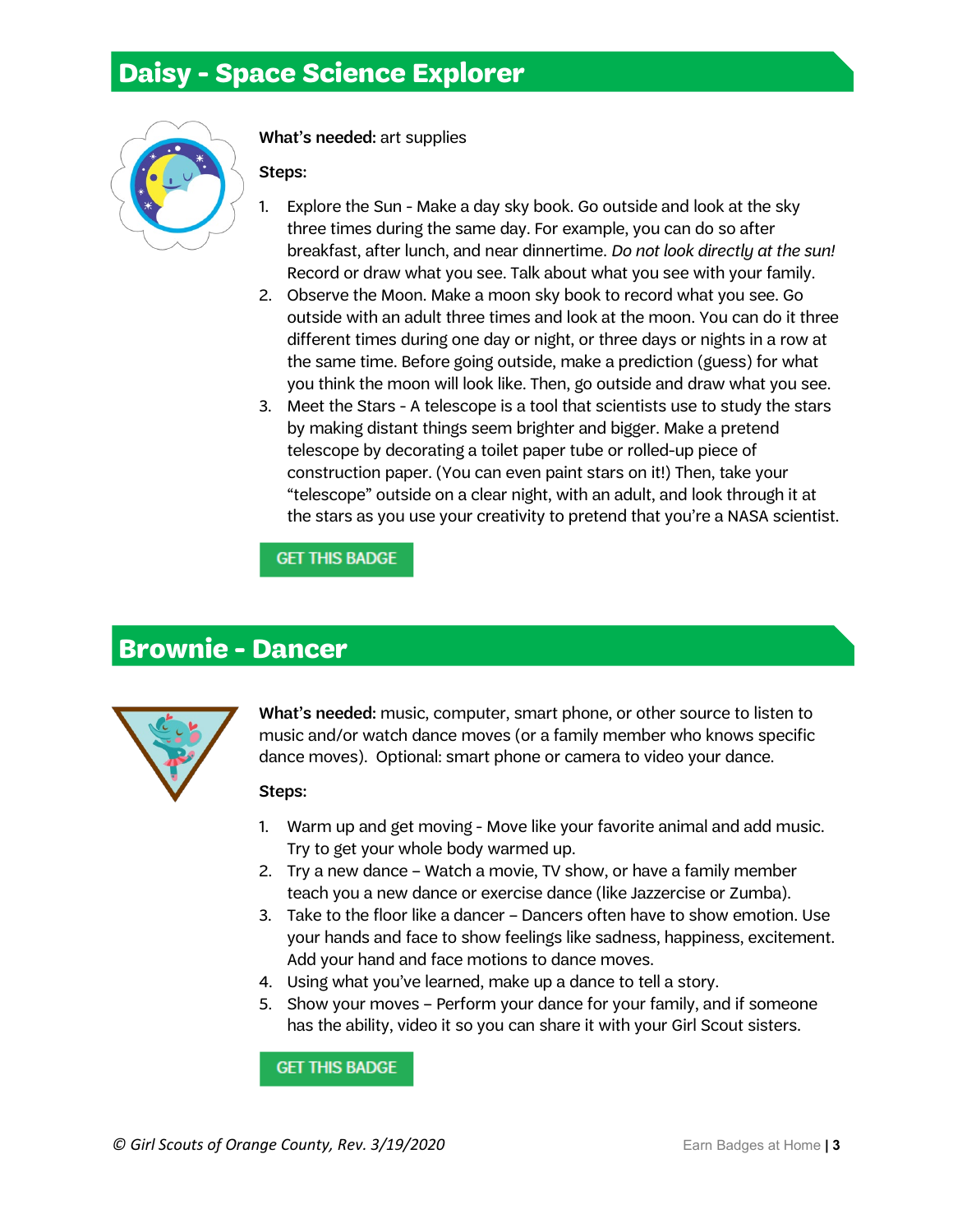## Daisy - Space Science Explorer

**What's needed:** art supplies

**Steps:**

1. Explore the Sun - Make a day sky book. Go outside and look at the sky three times during the same day. For example, you can do so after breakfast, after lunch, and near dinnertime. *Do not look directly at the sun!* Record or draw what you see. Talk about what you see with your family.
2. Observe the Moon. Make a moon sky book to record what you see. Go outside with an adult three times and look at the moon. You can do it three different times during one day or night, or three days or nights in a row at the same time. Before going outside, make a prediction (guess) for what you think the moon will look like. Then, go outside and draw what you see.
3. Meet the Stars - A telescope is a tool that scientists use to study the stars by making distant things seem brighter and bigger. Make a pretend telescope by decorating a toilet paper tube or rolled-up piece of construction paper. (You can even paint stars on it!) Then, take your "telescope" outside on a clear night, with an adult, and look through it at the stars as you use your creativity to pretend that you're a NASA scientist.

GET THIS BADGE

## Brownie - Dancer

**What's needed:** music, computer, smart phone, or other source to listen to music and/or watch dance moves (or a family member who knows specific dance moves). Optional: smart phone or camera to video your dance.

**Steps:**

1. Warm up and get moving - Move like your favorite animal and add music. Try to get your whole body warmed up.
2. Try a new dance – Watch a movie, TV show, or have a family member teach you a new dance or exercise dance (like Jazzercise or Zumba).
3. Take to the floor like a dancer – Dancers often have to show emotion. Use your hands and face to show feelings like sadness, happiness, excitement. Add your hand and face motions to dance moves.
4. Using what you've learned, make up a dance to tell a story.
5. Show your moves – Perform your dance for your family, and if someone has the ability, video it so you can share it with your Girl Scout sisters.

GET THIS BADGE

*© Girl Scouts of Orange County, Rev. 3/19/2020*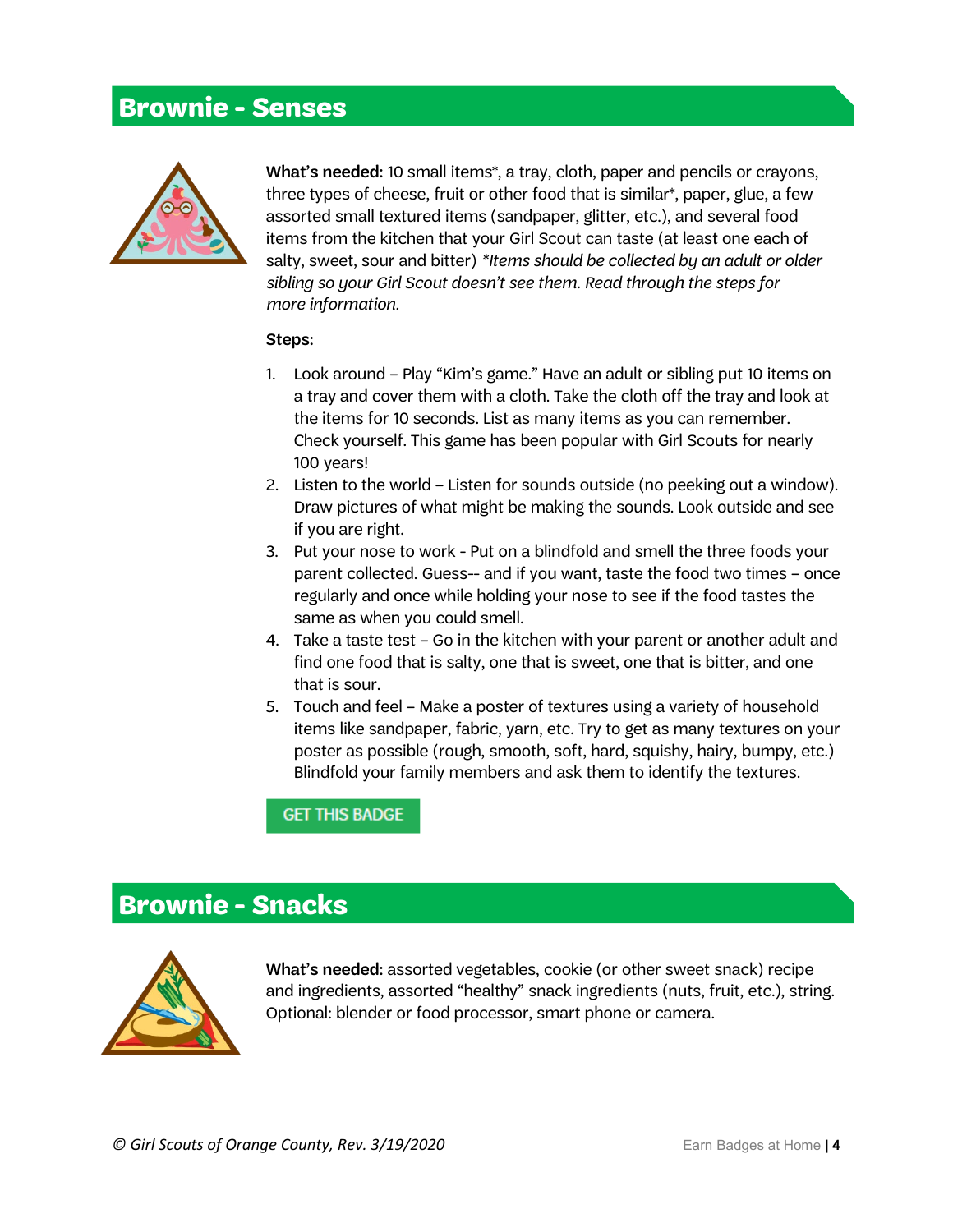## Brownie - Senses

**What's needed:** 10 small items*, a tray, cloth, paper and pencils or crayons, three types of cheese, fruit or other food that is similar*, paper, glue, a few assorted small textured items (sandpaper, glitter, etc.), and several food items from the kitchen that your Girl Scout can taste (at least one each of salty, sweet, sour and bitter) **Items should be collected by an adult or older sibling so your Girl Scout doesn't see them. Read through the steps for more information.*

**Steps:**

1. Look around – Play "Kim's game." Have an adult or sibling put 10 items on a tray and cover them with a cloth. Take the cloth off the tray and look at the items for 10 seconds. List as many items as you can remember. Check yourself. This game has been popular with Girl Scouts for nearly 100 years!
2. Listen to the world – Listen for sounds outside (no peeking out a window). Draw pictures of what might be making the sounds. Look outside and see if you are right.
3. Put your nose to work - Put on a blindfold and smell the three foods your parent collected. Guess-- and if you want, taste the food two times – once regularly and once while holding your nose to see if the food tastes the same as when you could smell.
4. Take a taste test – Go in the kitchen with your parent or another adult and find one food that is salty, one that is sweet, one that is bitter, and one that is sour.
5. Touch and feel – Make a poster of textures using a variety of household items like sandpaper, fabric, yarn, etc. Try to get as many textures on your poster as possible (rough, smooth, soft, hard, squishy, hairy, bumpy, etc.) Blindfold your family members and ask them to identify the textures.

GET THIS BADGE

## Brownie - Snacks

**What's needed:** assorted vegetables, cookie (or other sweet snack) recipe and ingredients, assorted "healthy" snack ingredients (nuts, fruit, etc.), string. Optional: blender or food processor, smart phone or camera.

*© Girl Scouts of Orange County, Rev. 3/19/2020*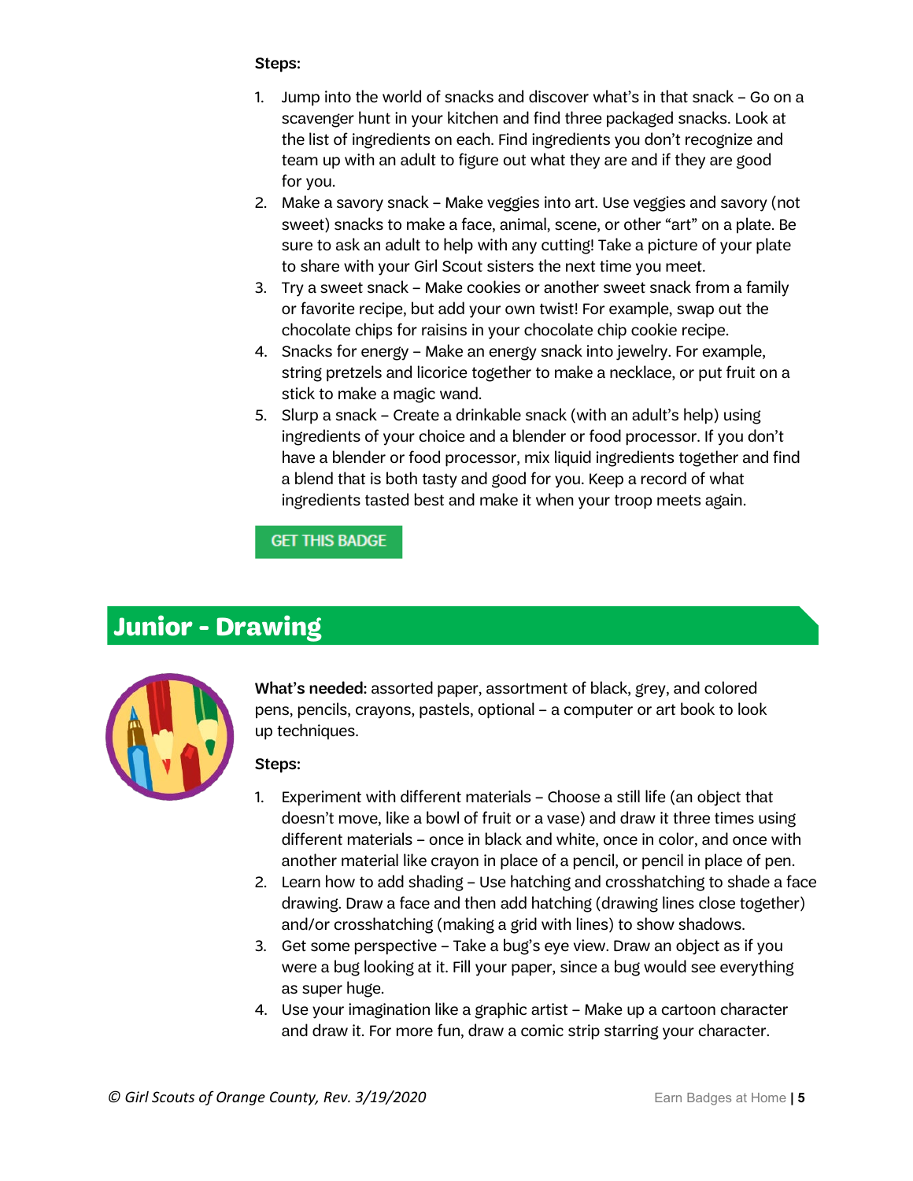**Steps:**

1. Jump into the world of snacks and discover what's in that snack – Go on a scavenger hunt in your kitchen and find three packaged snacks. Look at the list of ingredients on each. Find ingredients you don't recognize and team up with an adult to figure out what they are and if they are good for you.
2. Make a savory snack – Make veggies into art. Use veggies and savory (not sweet) snacks to make a face, animal, scene, or other "art" on a plate. Be sure to ask an adult to help with any cutting! Take a picture of your plate to share with your Girl Scout sisters the next time you meet.
3. Try a sweet snack – Make cookies or another sweet snack from a family or favorite recipe, but add your own twist! For example, swap out the chocolate chips for raisins in your chocolate chip cookie recipe.
4. Snacks for energy – Make an energy snack into jewelry. For example, string pretzels and licorice together to make a necklace, or put fruit on a stick to make a magic wand.
5. Slurp a snack – Create a drinkable snack (with an adult's help) using ingredients of your choice and a blender or food processor. If you don't have a blender or food processor, mix liquid ingredients together and find a blend that is both tasty and good for you. Keep a record of what ingredients tasted best and make it when your troop meets again.

GET THIS BADGE

## Junior - Drawing

**What's needed:** assorted paper, assortment of black, grey, and colored pens, pencils, crayons, pastels, optional – a computer or art book to look up techniques.

**Steps:**

1. Experiment with different materials – Choose a still life (an object that doesn't move, like a bowl of fruit or a vase) and draw it three times using different materials – once in black and white, once in color, and once with another material like crayon in place of a pencil, or pencil in place of pen.
2. Learn how to add shading – Use hatching and crosshatching to shade a face drawing. Draw a face and then add hatching (drawing lines close together) and/or crosshatching (making a grid with lines) to show shadows.
3. Get some perspective – Take a bug's eye view. Draw an object as if you were a bug looking at it. Fill your paper, since a bug would see everything as super huge.
4. Use your imagination like a graphic artist – Make up a cartoon character and draw it. For more fun, draw a comic strip starring your character.

*© Girl Scouts of Orange County, Rev. 3/19/2020*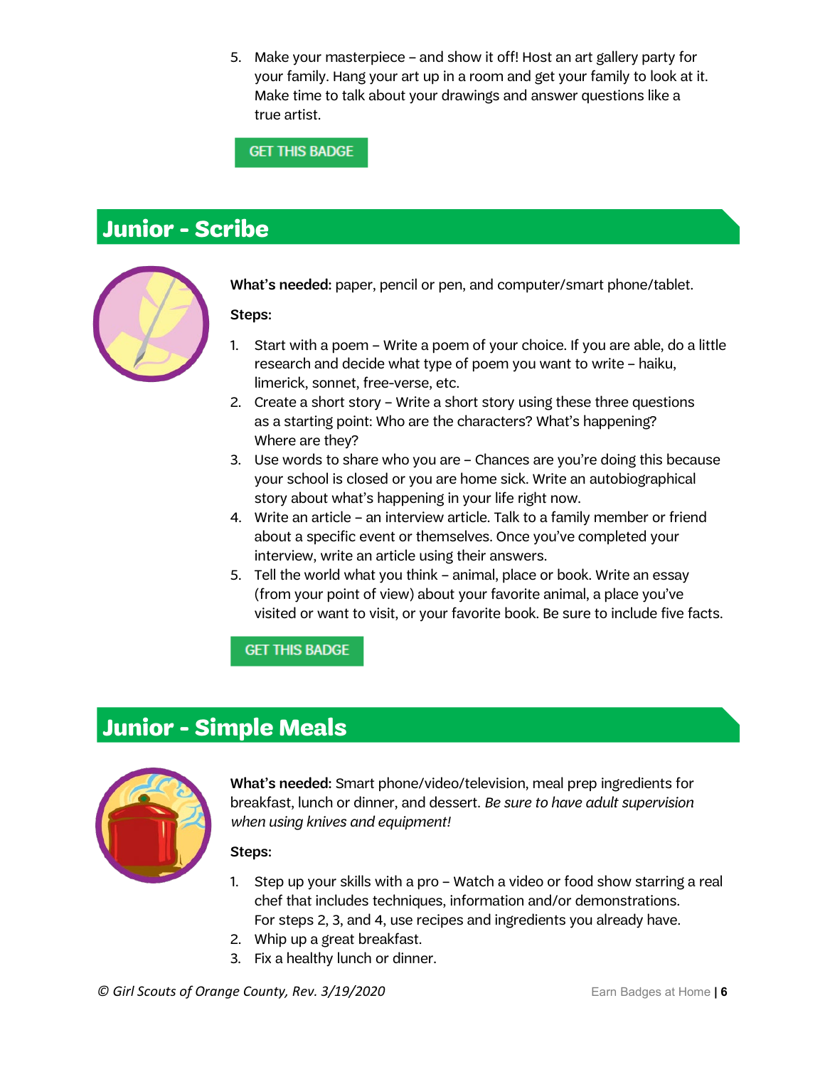5. Make your masterpiece – and show it off! Host an art gallery party for your family. Hang your art up in a room and get your family to look at it. Make time to talk about your drawings and answer questions like a true artist.

GET THIS BADGE

## Junior - Scribe

**What's needed:** paper, pencil or pen, and computer/smart phone/tablet.

**Steps:**

1. Start with a poem – Write a poem of your choice. If you are able, do a little research and decide what type of poem you want to write – haiku, limerick, sonnet, free-verse, etc.
2. Create a short story – Write a short story using these three questions as a starting point: Who are the characters? What's happening? Where are they?
3. Use words to share who you are – Chances are you're doing this because your school is closed or you are home sick. Write an autobiographical story about what's happening in your life right now.
4. Write an article – an interview article. Talk to a family member or friend about a specific event or themselves. Once you've completed your interview, write an article using their answers.
5. Tell the world what you think – animal, place or book. Write an essay (from your point of view) about your favorite animal, a place you've visited or want to visit, or your favorite book. Be sure to include five facts.

GET THIS BADGE

## Junior - Simple Meals

**What's needed:** Smart phone/video/television, meal prep ingredients for breakfast, lunch or dinner, and dessert. *Be sure to have adult supervision when using knives and equipment!*

**Steps:**

1. Step up your skills with a pro – Watch a video or food show starring a real chef that includes techniques, information and/or demonstrations. For steps 2, 3, and 4, use recipes and ingredients you already have.
2. Whip up a great breakfast.
3. Fix a healthy lunch or dinner.

*© Girl Scouts of Orange County, Rev. 3/19/2020*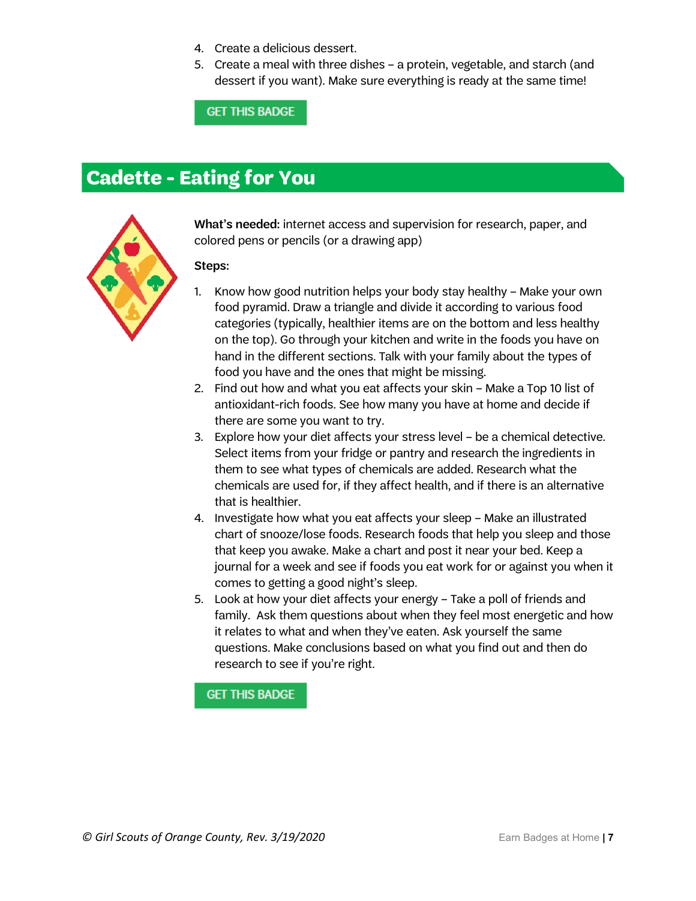4. Create a delicious dessert.
5. Create a meal with three dishes – a protein, vegetable, and starch (and dessert if you want). Make sure everything is ready at the same time!

GET THIS BADGE

## Cadette - Eating for You

**What's needed:** internet access and supervision for research, paper, and colored pens or pencils (or a drawing app)

**Steps:**

1. Know how good nutrition helps your body stay healthy – Make your own food pyramid. Draw a triangle and divide it according to various food categories (typically, healthier items are on the bottom and less healthy on the top). Go through your kitchen and write in the foods you have on hand in the different sections. Talk with your family about the types of food you have and the ones that might be missing.
2. Find out how and what you eat affects your skin – Make a Top 10 list of antioxidant-rich foods. See how many you have at home and decide if there are some you want to try.
3. Explore how your diet affects your stress level – be a chemical detective. Select items from your fridge or pantry and research the ingredients in them to see what types of chemicals are added. Research what the chemicals are used for, if they affect health, and if there is an alternative that is healthier.
4. Investigate how what you eat affects your sleep – Make an illustrated chart of snooze/lose foods. Research foods that help you sleep and those that keep you awake. Make a chart and post it near your bed. Keep a journal for a week and see if foods you eat work for or against you when it comes to getting a good night's sleep.
5. Look at how your diet affects your energy – Take a poll of friends and family. Ask them questions about when they feel most energetic and how it relates to what and when they've eaten. Ask yourself the same questions. Make conclusions based on what you find out and then do research to see if you're right.

GET THIS BADGE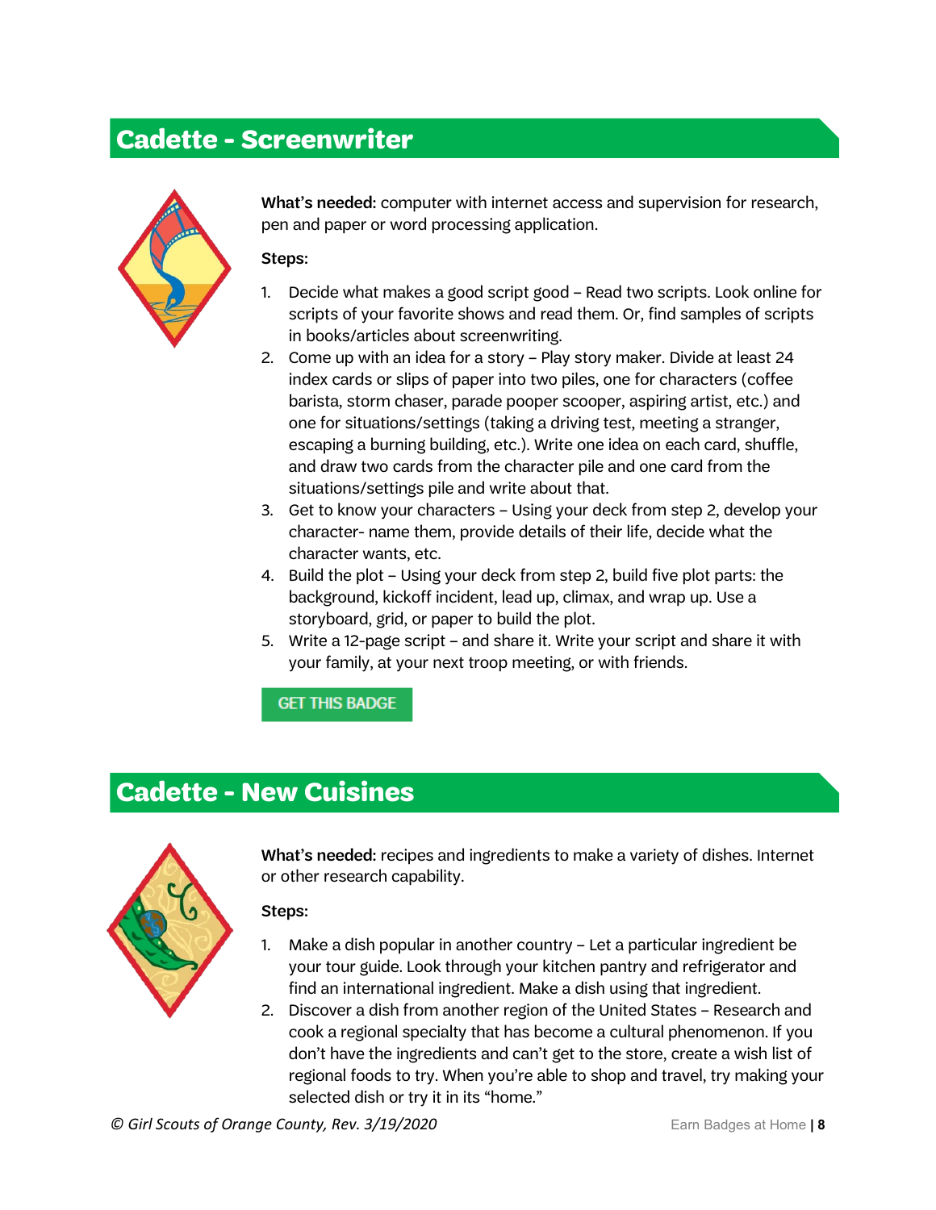## Cadette - Screenwriter

**What's needed:** computer with internet access and supervision for research, pen and paper or word processing application.

**Steps:**

1. Decide what makes a good script good – Read two scripts. Look online for scripts of your favorite shows and read them. Or, find samples of scripts in books/articles about screenwriting.
2. Come up with an idea for a story – Play story maker. Divide at least 24 index cards or slips of paper into two piles, one for characters (coffee barista, storm chaser, parade pooper scooper, aspiring artist, etc.) and one for situations/settings (taking a driving test, meeting a stranger, escaping a burning building, etc.). Write one idea on each card, shuffle, and draw two cards from the character pile and one card from the situations/settings pile and write about that.
3. Get to know your characters – Using your deck from step 2, develop your character- name them, provide details of their life, decide what the character wants, etc.
4. Build the plot – Using your deck from step 2, build five plot parts: the background, kickoff incident, lead up, climax, and wrap up. Use a storyboard, grid, or paper to build the plot.
5. Write a 12-page script – and share it. Write your script and share it with your family, at your next troop meeting, or with friends.

GET THIS BADGE

## Cadette - New Cuisines

**What's needed:** recipes and ingredients to make a variety of dishes. Internet or other research capability.

**Steps:**

1. Make a dish popular in another country – Let a particular ingredient be your tour guide. Look through your kitchen pantry and refrigerator and find an international ingredient. Make a dish using that ingredient.
2. Discover a dish from another region of the United States – Research and cook a regional specialty that has become a cultural phenomenon. If you don't have the ingredients and can't get to the store, create a wish list of regional foods to try. When you're able to shop and travel, try making your selected dish or try it in its "home."

*© Girl Scouts of Orange County, Rev. 3/19/2020*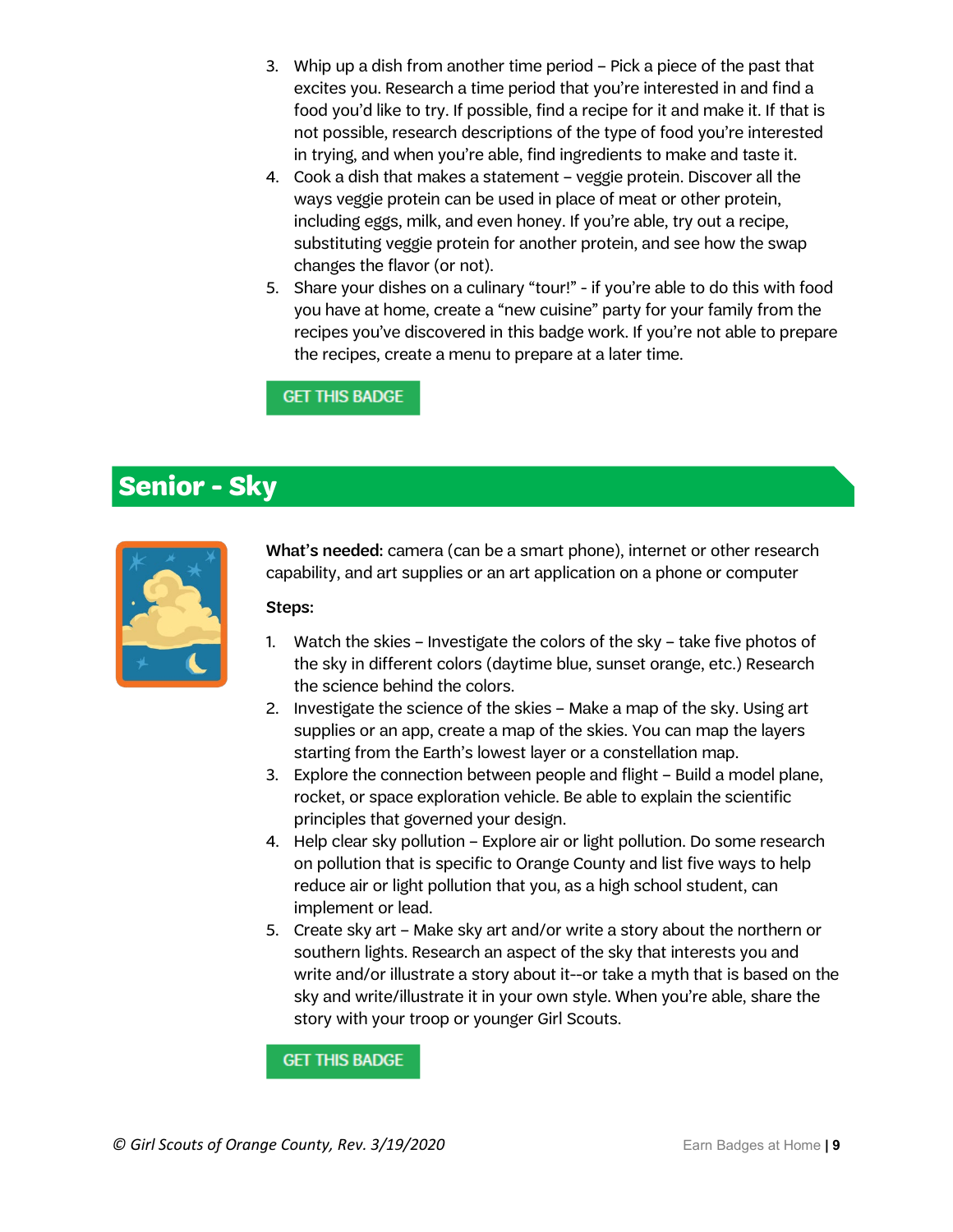3. Whip up a dish from another time period – Pick a piece of the past that excites you. Research a time period that you're interested in and find a food you'd like to try. If possible, find a recipe for it and make it. If that is not possible, research descriptions of the type of food you're interested in trying, and when you're able, find ingredients to make and taste it.
4. Cook a dish that makes a statement – veggie protein. Discover all the ways veggie protein can be used in place of meat or other protein, including eggs, milk, and even honey. If you're able, try out a recipe, substituting veggie protein for another protein, and see how the swap changes the flavor (or not).
5. Share your dishes on a culinary "tour!" - if you're able to do this with food you have at home, create a "new cuisine" party for your family from the recipes you've discovered in this badge work. If you're not able to prepare the recipes, create a menu to prepare at a later time.

GET THIS BADGE

## Senior - Sky

**What's needed:** camera (can be a smart phone), internet or other research capability, and art supplies or an art application on a phone or computer

**Steps:**

1. Watch the skies – Investigate the colors of the sky – take five photos of the sky in different colors (daytime blue, sunset orange, etc.) Research the science behind the colors.
2. Investigate the science of the skies – Make a map of the sky. Using art supplies or an app, create a map of the skies. You can map the layers starting from the Earth's lowest layer or a constellation map.
3. Explore the connection between people and flight – Build a model plane, rocket, or space exploration vehicle. Be able to explain the scientific principles that governed your design.
4. Help clear sky pollution – Explore air or light pollution. Do some research on pollution that is specific to Orange County and list five ways to help reduce air or light pollution that you, as a high school student, can implement or lead.
5. Create sky art – Make sky art and/or write a story about the northern or southern lights. Research an aspect of the sky that interests you and write and/or illustrate a story about it--or take a myth that is based on the sky and write/illustrate it in your own style. When you're able, share the story with your troop or younger Girl Scouts.

GET THIS BADGE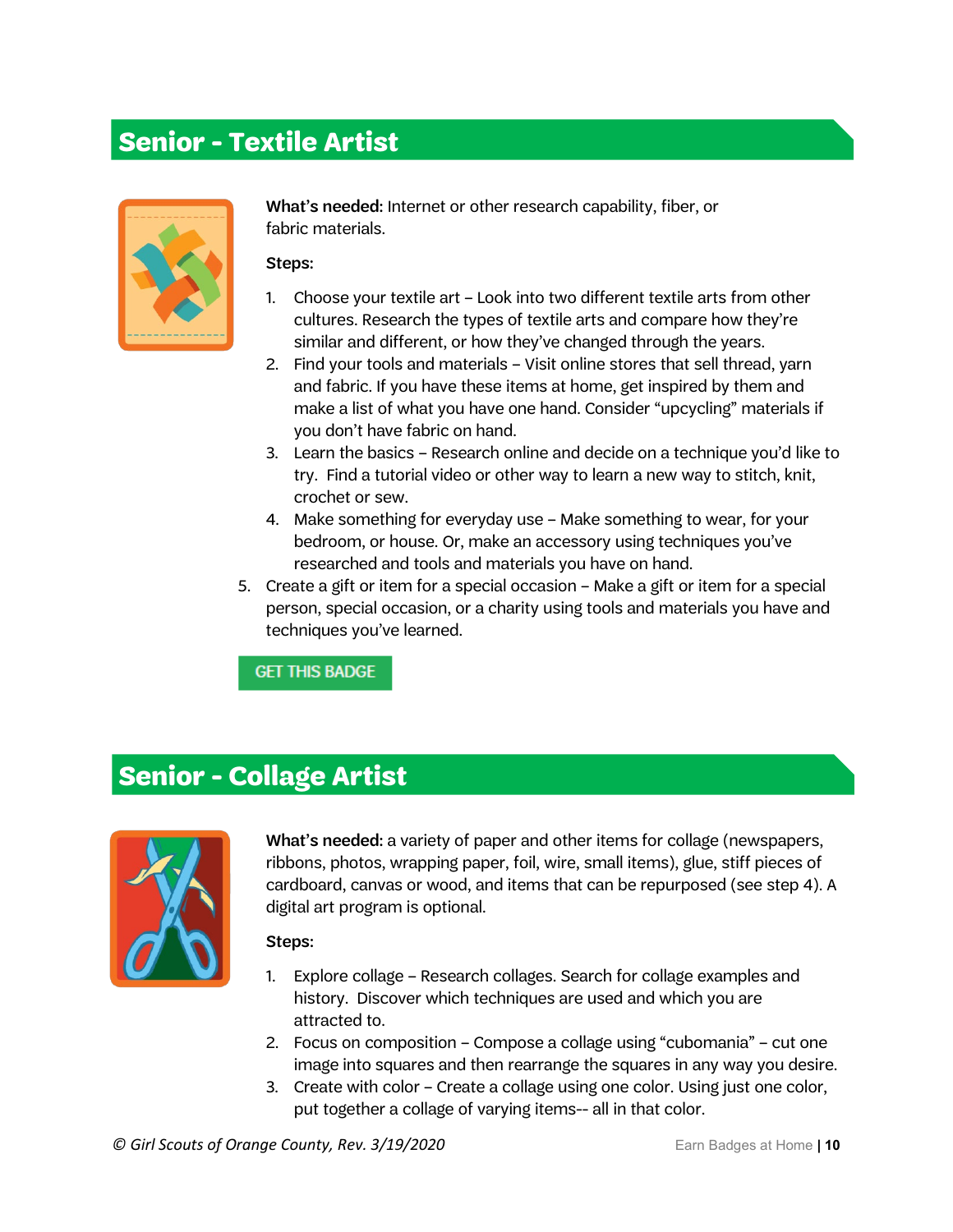## Senior - Textile Artist

**What's needed:** Internet or other research capability, fiber, or fabric materials.

**Steps:**

1. Choose your textile art – Look into two different textile arts from other cultures. Research the types of textile arts and compare how they're similar and different, or how they've changed through the years.
2. Find your tools and materials – Visit online stores that sell thread, yarn and fabric. If you have these items at home, get inspired by them and make a list of what you have one hand. Consider "upcycling" materials if you don't have fabric on hand.
3. Learn the basics – Research online and decide on a technique you'd like to try. Find a tutorial video or other way to learn a new way to stitch, knit, crochet or sew.
4. Make something for everyday use – Make something to wear, for your bedroom, or house. Or, make an accessory using techniques you've researched and tools and materials you have on hand.
5. Create a gift or item for a special occasion – Make a gift or item for a special person, special occasion, or a charity using tools and materials you have and techniques you've learned.

GET THIS BADGE

## Senior - Collage Artist

**What's needed:** a variety of paper and other items for collage (newspapers, ribbons, photos, wrapping paper, foil, wire, small items), glue, stiff pieces of cardboard, canvas or wood, and items that can be repurposed (see step 4). A digital art program is optional.

**Steps:**

1. Explore collage – Research collages. Search for collage examples and history. Discover which techniques are used and which you are attracted to.
2. Focus on composition – Compose a collage using "cubomania" – cut one image into squares and then rearrange the squares in any way you desire.
3. Create with color – Create a collage using one color. Using just one color, put together a collage of varying items-- all in that color.

*© Girl Scouts of Orange County, Rev. 3/19/2020*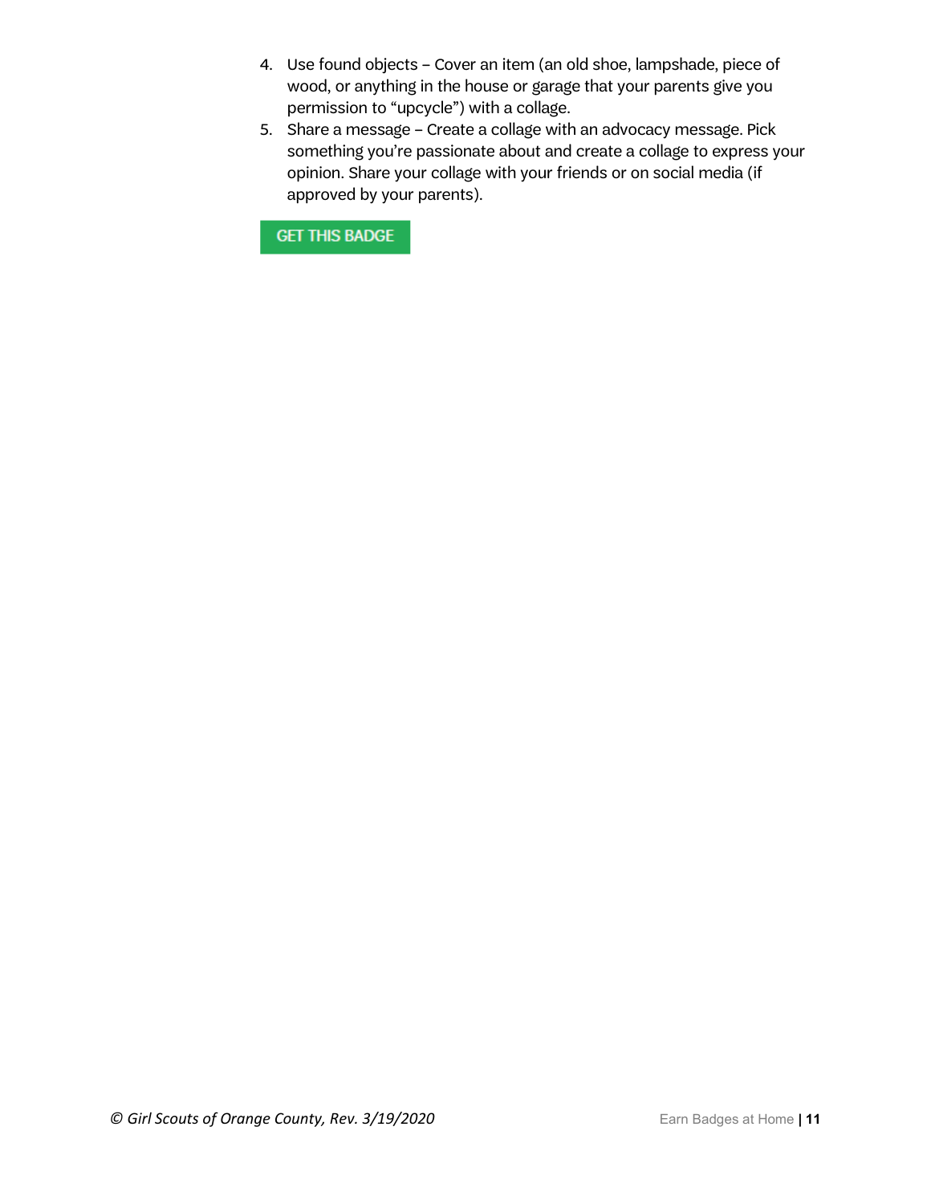4. Use found objects – Cover an item (an old shoe, lampshade, piece of wood, or anything in the house or garage that your parents give you permission to “upcycle”) with a collage.
5. Share a message – Create a collage with an advocacy message. Pick something you’re passionate about and create a collage to express your opinion. Share your collage with your friends or on social media (if approved by your parents).

GET THIS BADGE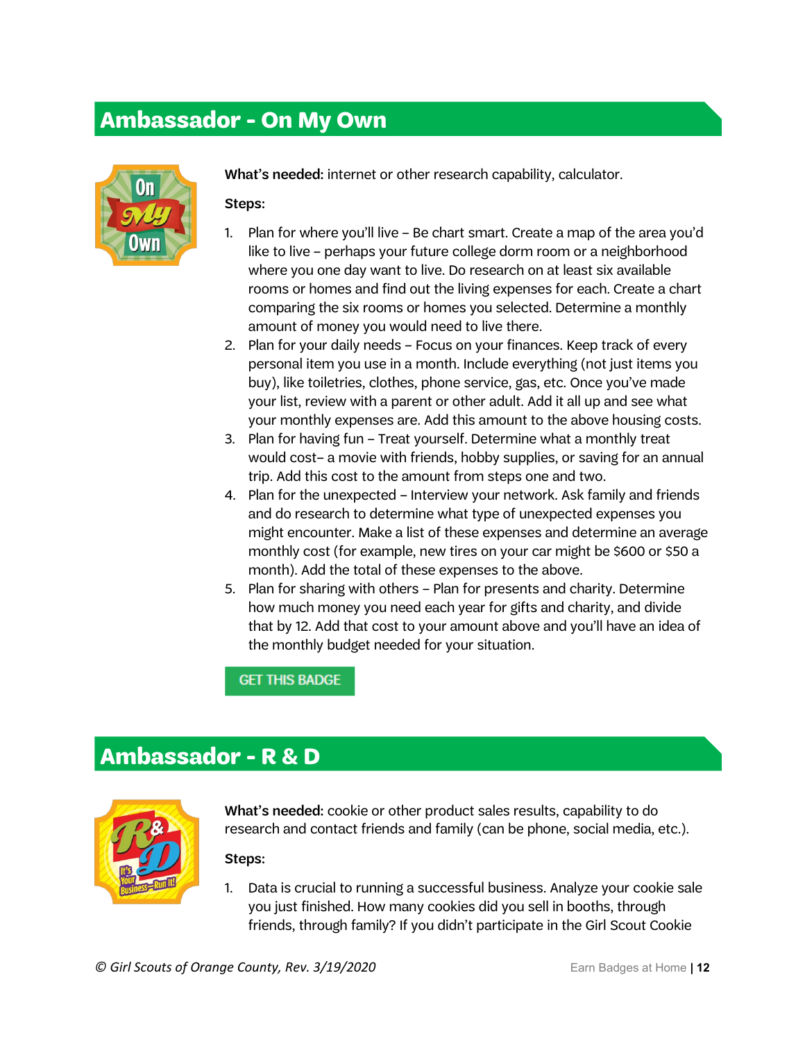## Ambassador - On My Own

**What's needed:** internet or other research capability, calculator.

**Steps:**

1. Plan for where you'll live – Be chart smart. Create a map of the area you'd like to live – perhaps your future college dorm room or a neighborhood where you one day want to live. Do research on at least six available rooms or homes and find out the living expenses for each. Create a chart comparing the six rooms or homes you selected. Determine a monthly amount of money you would need to live there.
2. Plan for your daily needs – Focus on your finances. Keep track of every personal item you use in a month. Include everything (not just items you buy), like toiletries, clothes, phone service, gas, etc. Once you've made your list, review with a parent or other adult. Add it all up and see what your monthly expenses are. Add this amount to the above housing costs.
3. Plan for having fun – Treat yourself. Determine what a monthly treat would cost– a movie with friends, hobby supplies, or saving for an annual trip. Add this cost to the amount from steps one and two.
4. Plan for the unexpected – Interview your network. Ask family and friends and do research to determine what type of unexpected expenses you might encounter. Make a list of these expenses and determine an average monthly cost (for example, new tires on your car might be $600 or $50 a month). Add the total of these expenses to the above.
5. Plan for sharing with others – Plan for presents and charity. Determine how much money you need each year for gifts and charity, and divide that by 12. Add that cost to your amount above and you'll have an idea of the monthly budget needed for your situation.

GET THIS BADGE

## Ambassador - R & D

**What's needed:** cookie or other product sales results, capability to do research and contact friends and family (can be phone, social media, etc.).

**Steps:**

1. Data is crucial to running a successful business. Analyze your cookie sale you just finished. How many cookies did you sell in booths, through friends, through family? If you didn't participate in the Girl Scout Cookie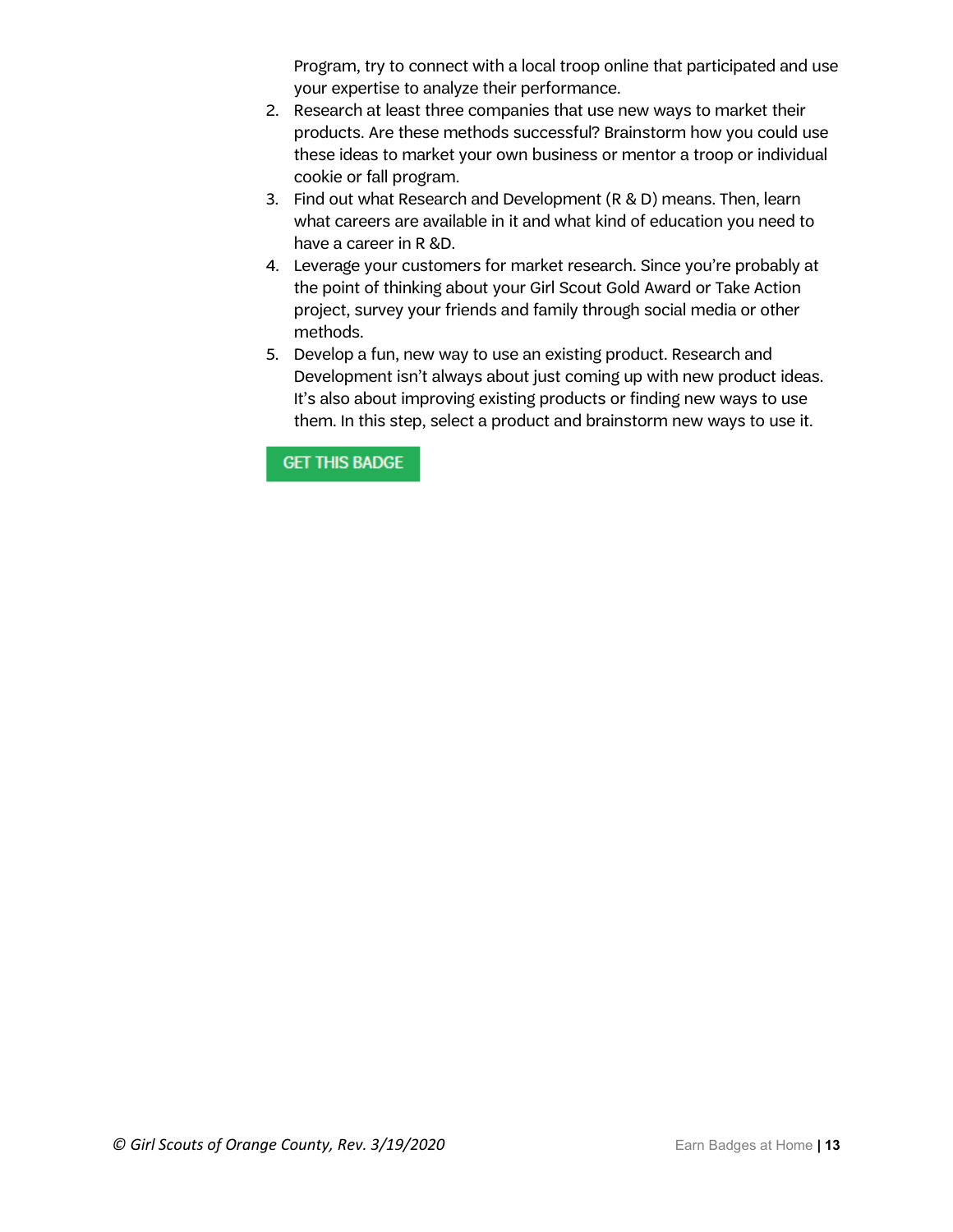Program, try to connect with a local troop online that participated and use your expertise to analyze their performance.

2. Research at least three companies that use new ways to market their products. Are these methods successful? Brainstorm how you could use these ideas to market your own business or mentor a troop or individual cookie or fall program.
3. Find out what Research and Development (R & D) means. Then, learn what careers are available in it and what kind of education you need to have a career in R &D.
4. Leverage your customers for market research. Since you're probably at the point of thinking about your Girl Scout Gold Award or Take Action project, survey your friends and family through social media or other methods.
5. Develop a fun, new way to use an existing product. Research and Development isn't always about just coming up with new product ideas. It's also about improving existing products or finding new ways to use them. In this step, select a product and brainstorm new ways to use it.

GET THIS BADGE

*© Girl Scouts of Orange County, Rev. 3/19/2020*